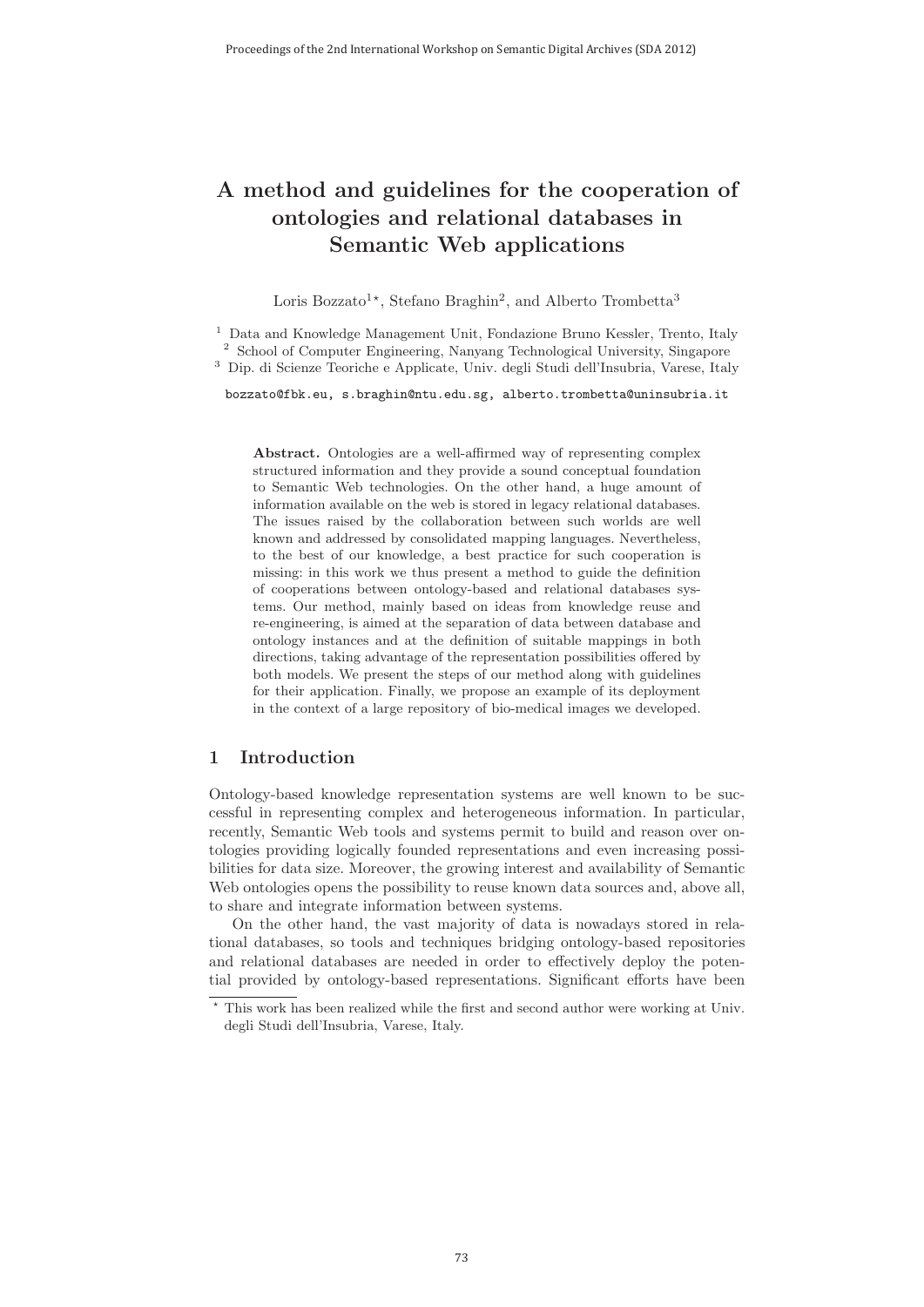# A method and guidelines for the cooperation of ontologies and relational databases in Semantic Web applications

Loris Bozzato[1⋆], Stefano Braghin[2], and Alberto Trombetta[3]

[1] Data and Knowledge Management Unit, Fondazione Bruno Kessler, Trento, Italy
[2] School of Computer Engineering, Nanyang Technological University, Singapore
[3] Dip. di Scienze Teoriche e Applicate, Univ. degli Studi dell'Insubria, Varese, Italy

bozzato@fbk.eu, s.braghin@ntu.edu.sg, alberto.trombetta@uninsubria.it

**Abstract.** Ontologies are a well-affirmed way of representing complex structured information and they provide a sound conceptual foundation to Semantic Web technologies. On the other hand, a huge amount of information available on the web is stored in legacy relational databases. The issues raised by the collaboration between such worlds are well known and addressed by consolidated mapping languages. Nevertheless, to the best of our knowledge, a best practice for such cooperation is missing: in this work we thus present a method to guide the definition of cooperations between ontology-based and relational databases systems. Our method, mainly based on ideas from knowledge reuse and re-engineering, is aimed at the separation of data between database and ontology instances and at the definition of suitable mappings in both directions, taking advantage of the representation possibilities offered by both models. We present the steps of our method along with guidelines for their application. Finally, we propose an example of its deployment in the context of a large repository of bio-medical images we developed.

## 1 Introduction

Ontology-based knowledge representation systems are well known to be successful in representing complex and heterogeneous information. In particular, recently, Semantic Web tools and systems permit to build and reason over ontologies providing logically founded representations and even increasing possibilities for data size. Moreover, the growing interest and availability of Semantic Web ontologies opens the possibility to reuse known data sources and, above all, to share and integrate information between systems.

On the other hand, the vast majority of data is nowadays stored in relational databases, so tools and techniques bridging ontology-based repositories and relational databases are needed in order to effectively deploy the potential provided by ontology-based representations. Significant efforts have been

⋆ This work has been realized while the first and second author were working at Univ. degli Studi dell'Insubria, Varese, Italy.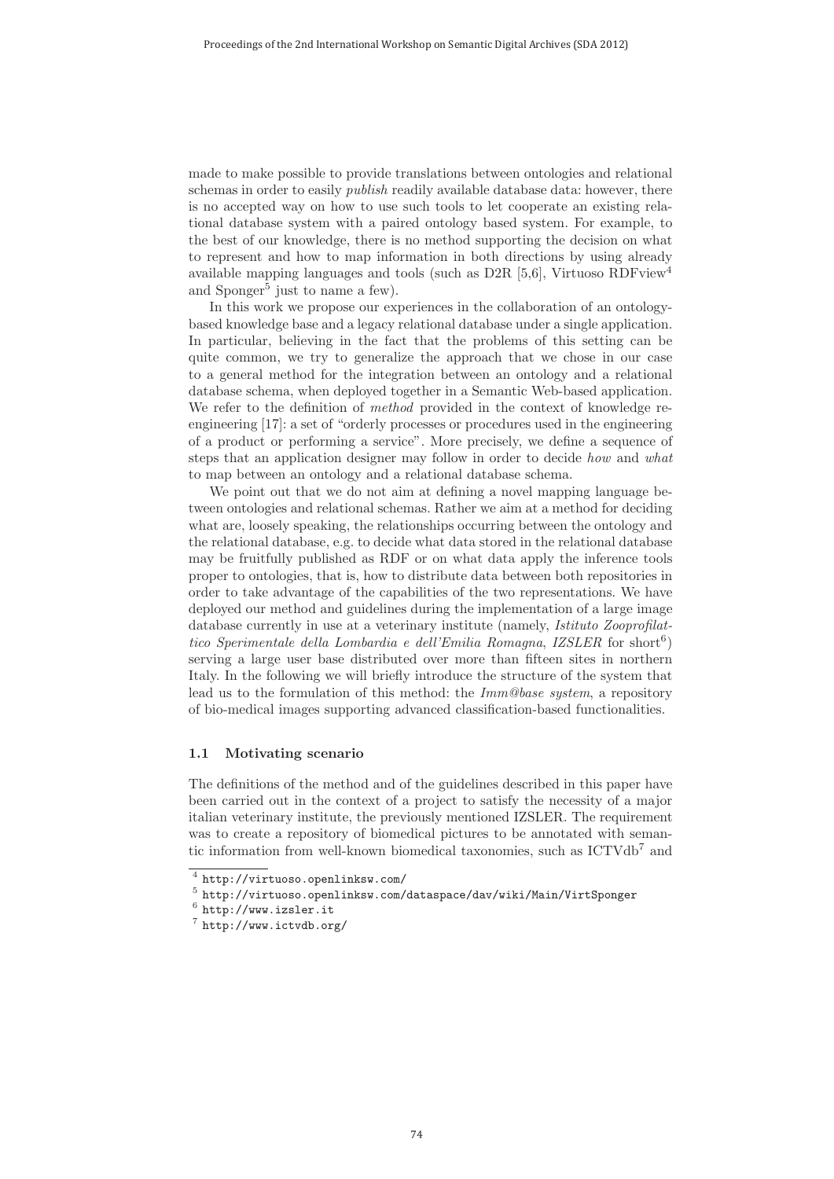made to make possible to provide translations between ontologies and relational schemas in order to easily *publish* readily available database data: however, there is no accepted way on how to use such tools to let cooperate an existing relational database system with a paired ontology based system. For example, to the best of our knowledge, there is no method supporting the decision on what to represent and how to map information in both directions by using already available mapping languages and tools (such as D2R [5,6], Virtuoso RDFview[4] and Sponger[5] just to name a few).

In this work we propose our experiences in the collaboration of an ontology-based knowledge base and a legacy relational database under a single application. In particular, believing in the fact that the problems of this setting can be quite common, we try to generalize the approach that we chose in our case to a general method for the integration between an ontology and a relational database schema, when deployed together in a Semantic Web-based application. We refer to the definition of *method* provided in the context of knowledge re-engineering [17]: a set of "orderly processes or procedures used in the engineering of a product or performing a service". More precisely, we define a sequence of steps that an application designer may follow in order to decide *how* and *what* to map between an ontology and a relational database schema.

We point out that we do not aim at defining a novel mapping language between ontologies and relational schemas. Rather we aim at a method for deciding what are, loosely speaking, the relationships occurring between the ontology and the relational database, e.g. to decide what data stored in the relational database may be fruitfully published as RDF or on what data apply the inference tools proper to ontologies, that is, how to distribute data between both repositories in order to take advantage of the capabilities of the two representations. We have deployed our method and guidelines during the implementation of a large image database currently in use at a veterinary institute (namely, *Istituto Zooprofilattico Sperimentale della Lombardia e dell'Emilia Romagna*, *IZSLER* for short[6]) serving a large user base distributed over more than fifteen sites in northern Italy. In the following we will briefly introduce the structure of the system that lead us to the formulation of this method: the *Imm@base system*, a repository of bio-medical images supporting advanced classification-based functionalities.

### 1.1 Motivating scenario

The definitions of the method and of the guidelines described in this paper have been carried out in the context of a project to satisfy the necessity of a major italian veterinary institute, the previously mentioned IZSLER. The requirement was to create a repository of biomedical pictures to be annotated with semantic information from well-known biomedical taxonomies, such as ICTVdb[7] and

---

[4] http://virtuoso.openlinksw.com/

[5] http://virtuoso.openlinksw.com/dataspace/dav/wiki/Main/VirtSponger

[6] http://www.izsler.it

[7] http://www.ictvdb.org/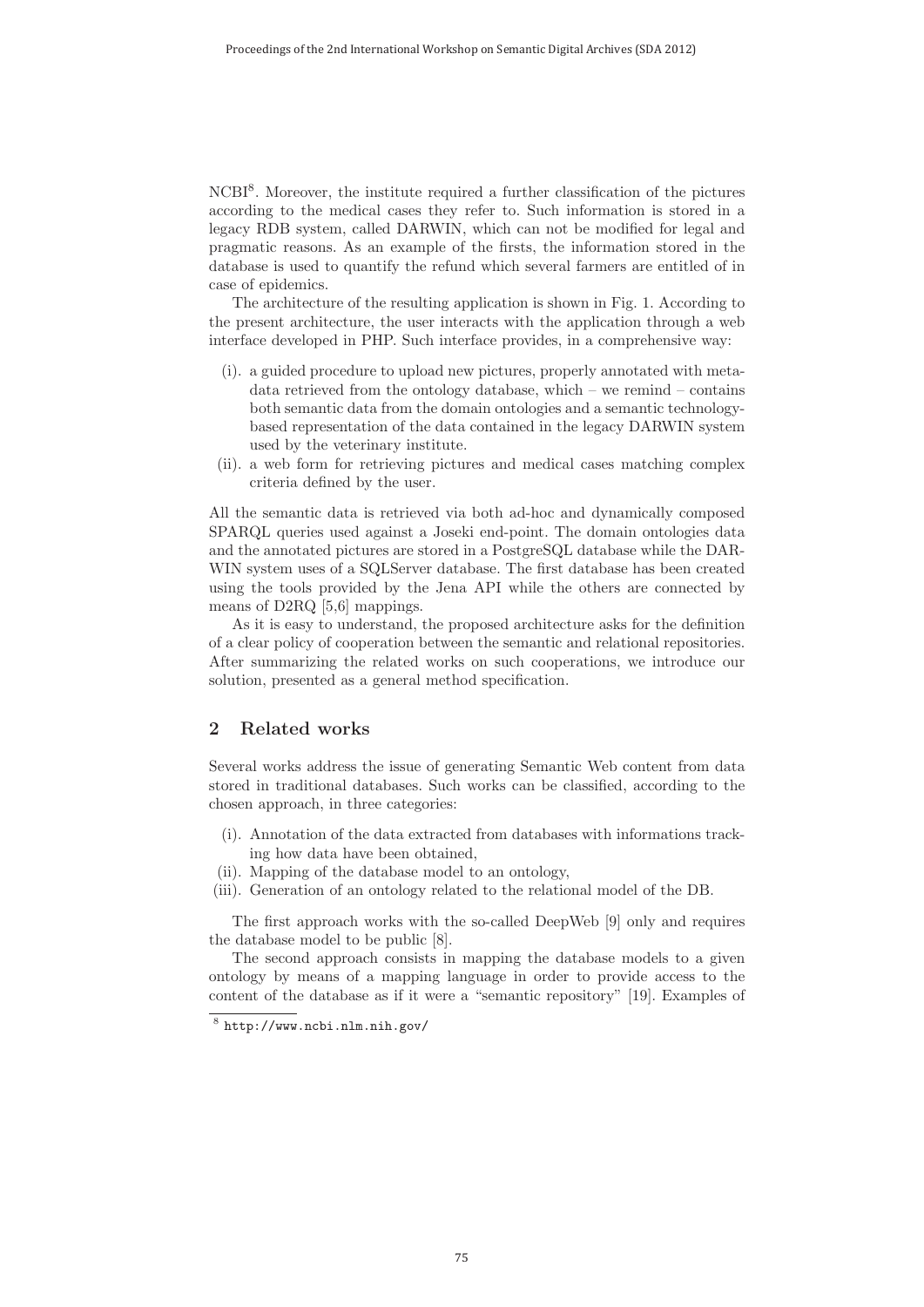NCBI[8]. Moreover, the institute required a further classification of the pictures according to the medical cases they refer to. Such information is stored in a legacy RDB system, called DARWIN, which can not be modified for legal and pragmatic reasons. As an example of the firsts, the information stored in the database is used to quantify the refund which several farmers are entitled of in case of epidemics.

The architecture of the resulting application is shown in Fig. 1. According to the present architecture, the user interacts with the application through a web interface developed in PHP. Such interface provides, in a comprehensive way:

(i). a guided procedure to upload new pictures, properly annotated with metadata retrieved from the ontology database, which – we remind – contains both semantic data from the domain ontologies and a semantic technology-based representation of the data contained in the legacy DARWIN system used by the veterinary institute.

(ii). a web form for retrieving pictures and medical cases matching complex criteria defined by the user.

All the semantic data is retrieved via both ad-hoc and dynamically composed SPARQL queries used against a Joseki end-point. The domain ontologies data and the annotated pictures are stored in a PostgreSQL database while the DARWIN system uses of a SQLServer database. The first database has been created using the tools provided by the Jena API while the others are connected by means of D2RQ [5,6] mappings.

As it is easy to understand, the proposed architecture asks for the definition of a clear policy of cooperation between the semantic and relational repositories. After summarizing the related works on such cooperations, we introduce our solution, presented as a general method specification.

## 2 Related works

Several works address the issue of generating Semantic Web content from data stored in traditional databases. Such works can be classified, according to the chosen approach, in three categories:

(i). Annotation of the data extracted from databases with informations tracking how data have been obtained,

(ii). Mapping of the database model to an ontology,

(iii). Generation of an ontology related to the relational model of the DB.

The first approach works with the so-called DeepWeb [9] only and requires the database model to be public [8].

The second approach consists in mapping the database models to a given ontology by means of a mapping language in order to provide access to the content of the database as if it were a "semantic repository" [19]. Examples of

[8] http://www.ncbi.nlm.nih.gov/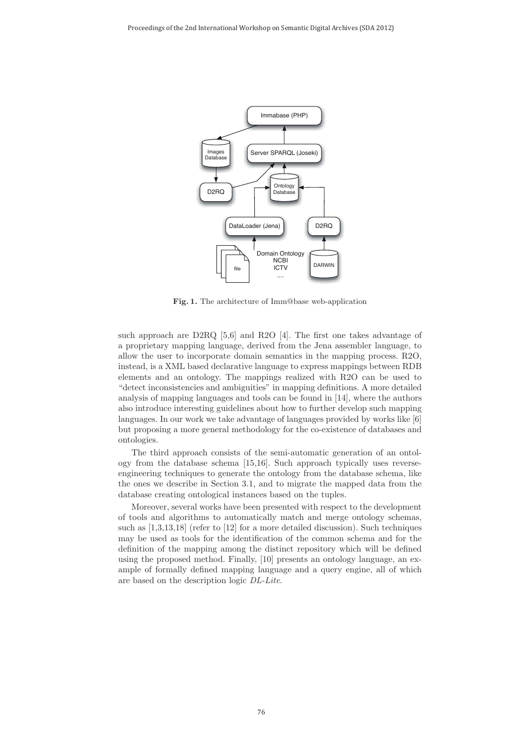Fig. 1. The architecture of Imm@base web-application

such approach are D2RQ [5,6] and R2O [4]. The first one takes advantage of a proprietary mapping language, derived from the Jena assembler language, to allow the user to incorporate domain semantics in the mapping process. R2O, instead, is a XML based declarative language to express mappings between RDB elements and an ontology. The mappings realized with R2O can be used to "detect inconsistencies and ambiguities" in mapping definitions. A more detailed analysis of mapping languages and tools can be found in [14], where the authors also introduce interesting guidelines about how to further develop such mapping languages. In our work we take advantage of languages provided by works like [6] but proposing a more general methodology for the co-existence of databases and ontologies.

The third approach consists of the semi-automatic generation of an ontology from the database schema [15,16]. Such approach typically uses reverse-engineering techniques to generate the ontology from the database schema, like the ones we describe in Section 3.1, and to migrate the mapped data from the database creating ontological instances based on the tuples.

Moreover, several works have been presented with respect to the development of tools and algorithms to automatically match and merge ontology schemas, such as [1,3,13,18] (refer to [12] for a more detailed discussion). Such techniques may be used as tools for the identification of the common schema and for the definition of the mapping among the distinct repository which will be defined using the proposed method. Finally, [10] presents an ontology language, an example of formally defined mapping language and a query engine, all of which are based on the description logic *DL-Lite*.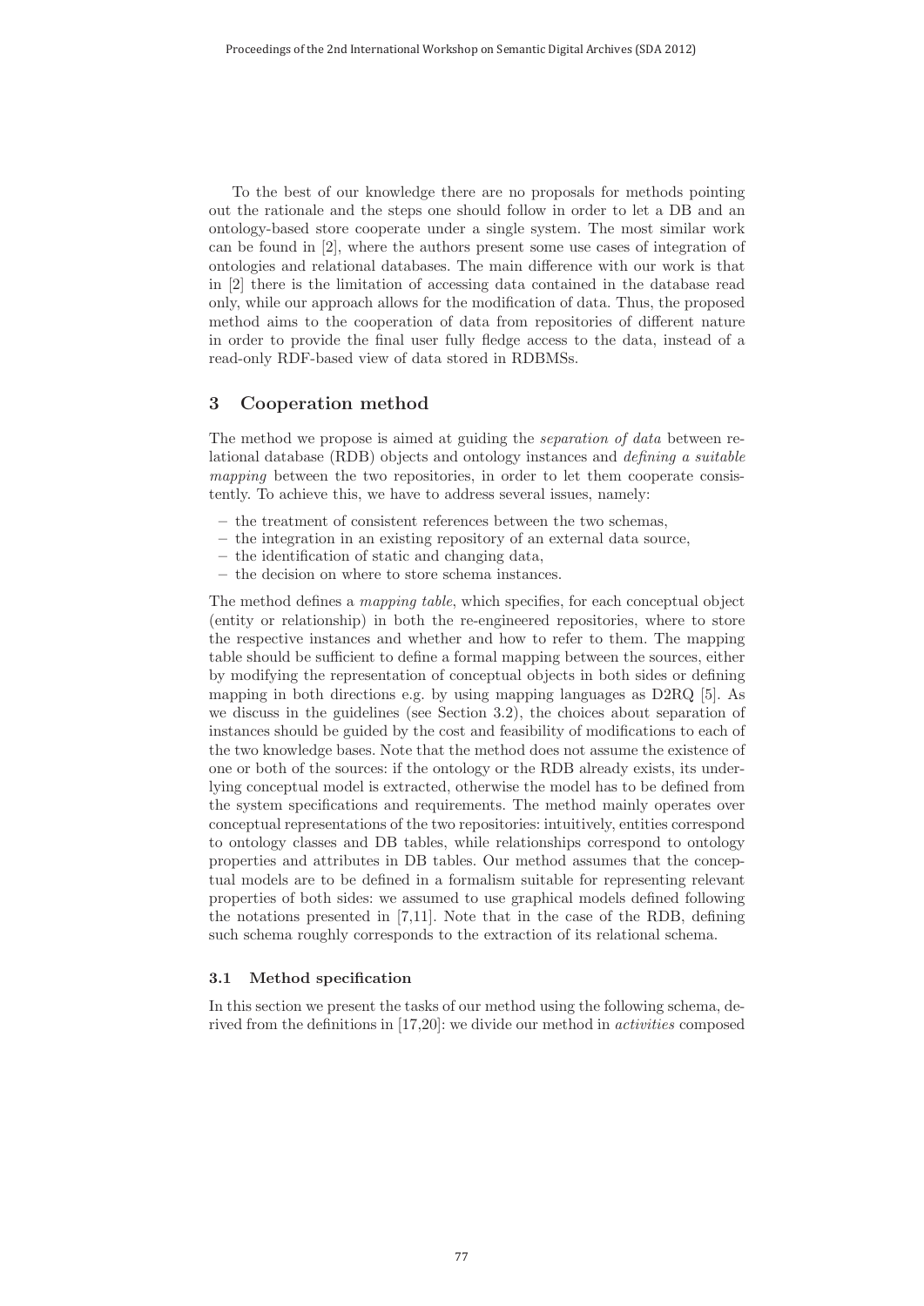To the best of our knowledge there are no proposals for methods pointing out the rationale and the steps one should follow in order to let a DB and an ontology-based store cooperate under a single system. The most similar work can be found in [2], where the authors present some use cases of integration of ontologies and relational databases. The main difference with our work is that in [2] there is the limitation of accessing data contained in the database read only, while our approach allows for the modification of data. Thus, the proposed method aims to the cooperation of data from repositories of different nature in order to provide the final user fully fledge access to the data, instead of a read-only RDF-based view of data stored in RDBMSs.

## 3 Cooperation method

The method we propose is aimed at guiding the *separation of data* between relational database (RDB) objects and ontology instances and *defining a suitable mapping* between the two repositories, in order to let them cooperate consistently. To achieve this, we have to address several issues, namely:

- the treatment of consistent references between the two schemas,
- the integration in an existing repository of an external data source,
- the identification of static and changing data,
- the decision on where to store schema instances.

The method defines a *mapping table*, which specifies, for each conceptual object (entity or relationship) in both the re-engineered repositories, where to store the respective instances and whether and how to refer to them. The mapping table should be sufficient to define a formal mapping between the sources, either by modifying the representation of conceptual objects in both sides or defining mapping in both directions e.g. by using mapping languages as D2RQ [5]. As we discuss in the guidelines (see Section 3.2), the choices about separation of instances should be guided by the cost and feasibility of modifications to each of the two knowledge bases. Note that the method does not assume the existence of one or both of the sources: if the ontology or the RDB already exists, its underlying conceptual model is extracted, otherwise the model has to be defined from the system specifications and requirements. The method mainly operates over conceptual representations of the two repositories: intuitively, entities correspond to ontology classes and DB tables, while relationships correspond to ontology properties and attributes in DB tables. Our method assumes that the conceptual models are to be defined in a formalism suitable for representing relevant properties of both sides: we assumed to use graphical models defined following the notations presented in [7,11]. Note that in the case of the RDB, defining such schema roughly corresponds to the extraction of its relational schema.

### 3.1 Method specification

In this section we present the tasks of our method using the following schema, derived from the definitions in [17,20]: we divide our method in *activities* composed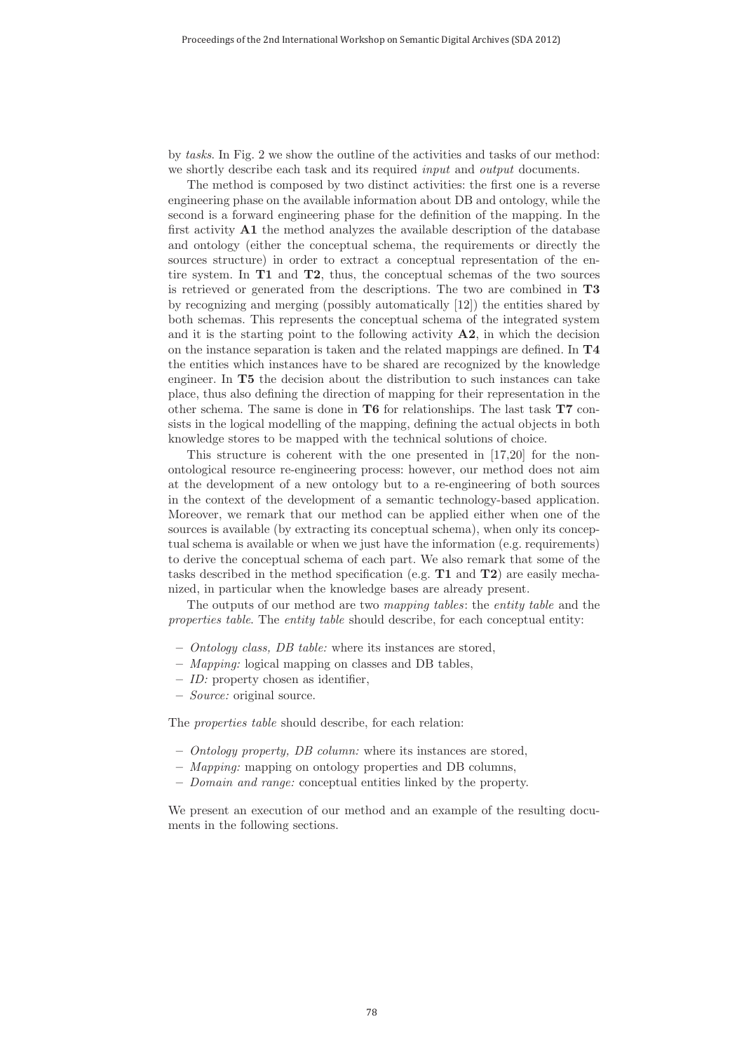by *tasks*. In Fig. 2 we show the outline of the activities and tasks of our method: we shortly describe each task and its required *input* and *output* documents.

The method is composed by two distinct activities: the first one is a reverse engineering phase on the available information about DB and ontology, while the second is a forward engineering phase for the definition of the mapping. In the first activity **A1** the method analyzes the available description of the database and ontology (either the conceptual schema, the requirements or directly the sources structure) in order to extract a conceptual representation of the entire system. In **T1** and **T2**, thus, the conceptual schemas of the two sources is retrieved or generated from the descriptions. The two are combined in **T3** by recognizing and merging (possibly automatically [12]) the entities shared by both schemas. This represents the conceptual schema of the integrated system and it is the starting point to the following activity **A2**, in which the decision on the instance separation is taken and the related mappings are defined. In **T4** the entities which instances have to be shared are recognized by the knowledge engineer. In **T5** the decision about the distribution to such instances can take place, thus also defining the direction of mapping for their representation in the other schema. The same is done in **T6** for relationships. The last task **T7** consists in the logical modelling of the mapping, defining the actual objects in both knowledge stores to be mapped with the technical solutions of choice.

This structure is coherent with the one presented in [17,20] for the non-ontological resource re-engineering process: however, our method does not aim at the development of a new ontology but to a re-engineering of both sources in the context of the development of a semantic technology-based application. Moreover, we remark that our method can be applied either when one of the sources is available (by extracting its conceptual schema), when only its conceptual schema is available or when we just have the information (e.g. requirements) to derive the conceptual schema of each part. We also remark that some of the tasks described in the method specification (e.g. **T1** and **T2**) are easily mechanized, in particular when the knowledge bases are already present.

The outputs of our method are two *mapping tables*: the *entity table* and the *properties table*. The *entity table* should describe, for each conceptual entity:

- *Ontology class, DB table:* where its instances are stored,
- *Mapping:* logical mapping on classes and DB tables,
- *ID:* property chosen as identifier,
- *Source:* original source.

The *properties table* should describe, for each relation:

- *Ontology property, DB column:* where its instances are stored,
- *Mapping:* mapping on ontology properties and DB columns,
- *Domain and range:* conceptual entities linked by the property.

We present an execution of our method and an example of the resulting documents in the following sections.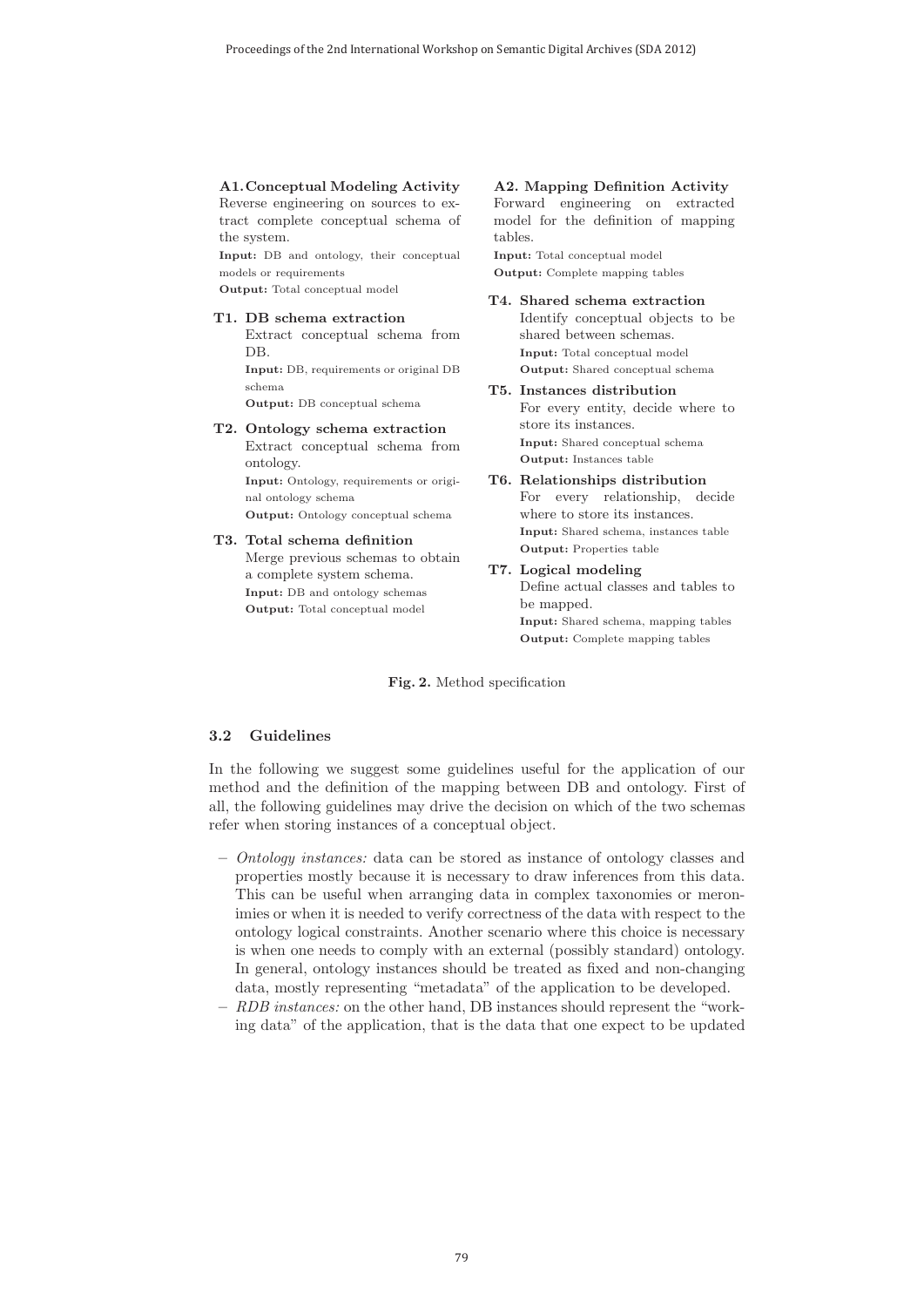**A1. Conceptual Modeling Activity**
Reverse engineering on sources to extract complete conceptual schema of the system.
**Input:** DB and ontology, their conceptual models or requirements
**Output:** Total conceptual model

**T1. DB schema extraction**
Extract conceptual schema from DB.
**Input:** DB, requirements or original DB schema
**Output:** DB conceptual schema

**T2. Ontology schema extraction**
Extract conceptual schema from ontology.
**Input:** Ontology, requirements or original ontology schema
**Output:** Ontology conceptual schema

**T3. Total schema definition**
Merge previous schemas to obtain a complete system schema.
**Input:** DB and ontology schemas
**Output:** Total conceptual model

**A2. Mapping Definition Activity**
Forward engineering on extracted model for the definition of mapping tables.
**Input:** Total conceptual model
**Output:** Complete mapping tables

**T4. Shared schema extraction**
Identify conceptual objects to be shared between schemas.
**Input:** Total conceptual model
**Output:** Shared conceptual schema

**T5. Instances distribution**
For every entity, decide where to store its instances.
**Input:** Shared conceptual schema
**Output:** Instances table

**T6. Relationships distribution**
For every relationship, decide where to store its instances.
**Input:** Shared schema, instances table
**Output:** Properties table

**T7. Logical modeling**
Define actual classes and tables to be mapped.
**Input:** Shared schema, mapping tables
**Output:** Complete mapping tables

**Fig. 2.** Method specification

### 3.2 Guidelines

In the following we suggest some guidelines useful for the application of our method and the definition of the mapping between DB and ontology. First of all, the following guidelines may drive the decision on which of the two schemas refer when storing instances of a conceptual object.

- *Ontology instances:* data can be stored as instance of ontology classes and properties mostly because it is necessary to draw inferences from this data. This can be useful when arranging data in complex taxonomies or meronimies or when it is needed to verify correctness of the data with respect to the ontology logical constraints. Another scenario where this choice is necessary is when one needs to comply with an external (possibly standard) ontology. In general, ontology instances should be treated as fixed and non-changing data, mostly representing "metadata" of the application to be developed.
- *RDB instances:* on the other hand, DB instances should represent the "working data" of the application, that is the data that one expect to be updated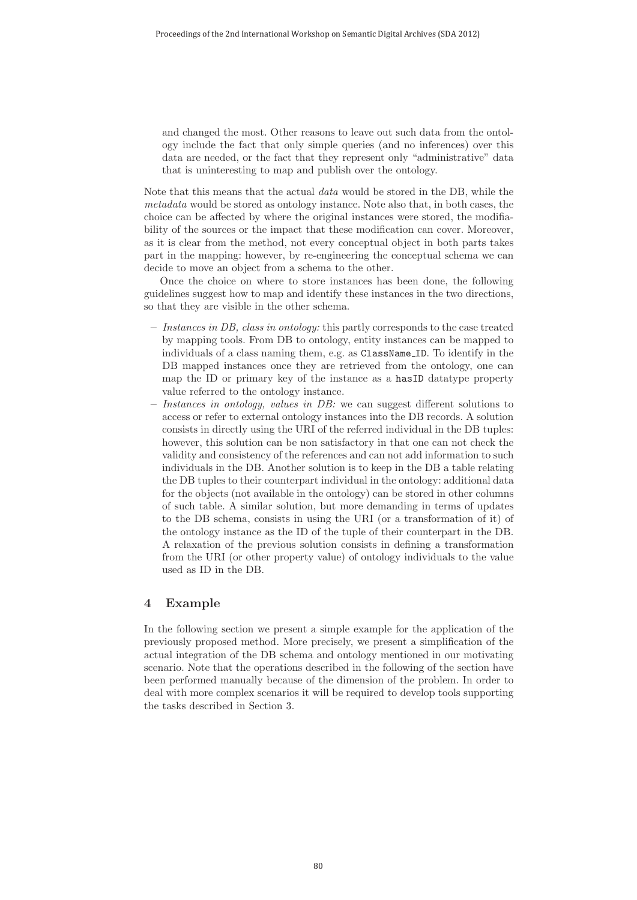and changed the most. Other reasons to leave out such data from the ontology include the fact that only simple queries (and no inferences) over this data are needed, or the fact that they represent only "administrative" data that is uninteresting to map and publish over the ontology.

Note that this means that the actual *data* would be stored in the DB, while the *metadata* would be stored as ontology instance. Note also that, in both cases, the choice can be affected by where the original instances were stored, the modifiability of the sources or the impact that these modification can cover. Moreover, as it is clear from the method, not every conceptual object in both parts takes part in the mapping: however, by re-engineering the conceptual schema we can decide to move an object from a schema to the other.

Once the choice on where to store instances has been done, the following guidelines suggest how to map and identify these instances in the two directions, so that they are visible in the other schema.

– *Instances in DB, class in ontology:* this partly corresponds to the case treated by mapping tools. From DB to ontology, entity instances can be mapped to individuals of a class naming them, e.g. as `ClassName_ID`. To identify in the DB mapped instances once they are retrieved from the ontology, one can map the ID or primary key of the instance as a `hasID` datatype property value referred to the ontology instance.
– *Instances in ontology, values in DB:* we can suggest different solutions to access or refer to external ontology instances into the DB records. A solution consists in directly using the URI of the referred individual in the DB tuples: however, this solution can be non satisfactory in that one can not check the validity and consistency of the references and can not add information to such individuals in the DB. Another solution is to keep in the DB a table relating the DB tuples to their counterpart individual in the ontology: additional data for the objects (not available in the ontology) can be stored in other columns of such table. A similar solution, but more demanding in terms of updates to the DB schema, consists in using the URI (or a transformation of it) of the ontology instance as the ID of the tuple of their counterpart in the DB. A relaxation of the previous solution consists in defining a transformation from the URI (or other property value) of ontology individuals to the value used as ID in the DB.

## 4 Example

In the following section we present a simple example for the application of the previously proposed method. More precisely, we present a simplification of the actual integration of the DB schema and ontology mentioned in our motivating scenario. Note that the operations described in the following of the section have been performed manually because of the dimension of the problem. In order to deal with more complex scenarios it will be required to develop tools supporting the tasks described in Section 3.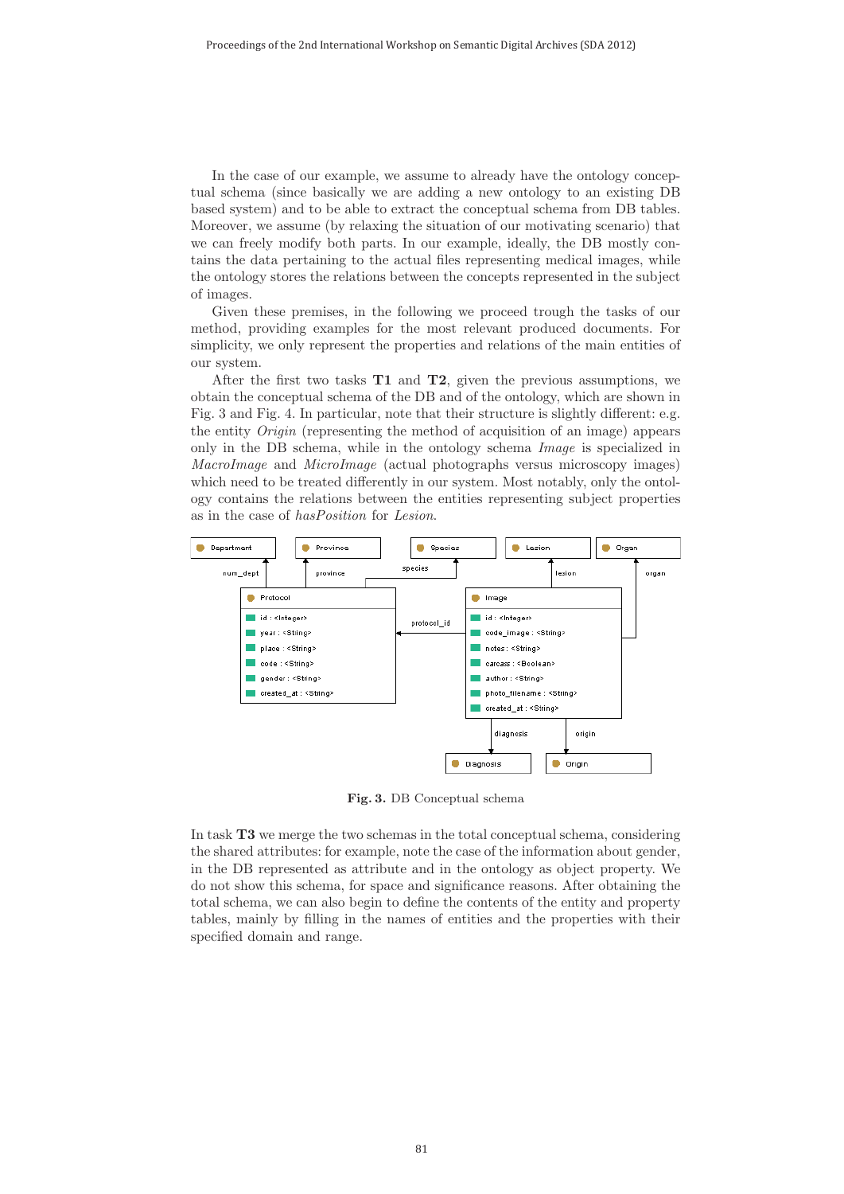In the case of our example, we assume to already have the ontology conceptual schema (since basically we are adding a new ontology to an existing DB based system) and to be able to extract the conceptual schema from DB tables. Moreover, we assume (by relaxing the situation of our motivating scenario) that we can freely modify both parts. In our example, ideally, the DB mostly contains the data pertaining to the actual files representing medical images, while the ontology stores the relations between the concepts represented in the subject of images.

Given these premises, in the following we proceed trough the tasks of our method, providing examples for the most relevant produced documents. For simplicity, we only represent the properties and relations of the main entities of our system.

After the first two tasks **T1** and **T2**, given the previous assumptions, we obtain the conceptual schema of the DB and of the ontology, which are shown in Fig. 3 and Fig. 4. In particular, note that their structure is slightly different: e.g. the entity *Origin* (representing the method of acquisition of an image) appears only in the DB schema, while in the ontology schema *Image* is specialized in *MacroImage* and *MicroImage* (actual photographs versus microscopy images) which need to be treated differently in our system. Most notably, only the ontology contains the relations between the entities representing subject properties as in the case of *hasPosition* for *Lesion*.

**Fig. 3.** DB Conceptual schema

In task **T3** we merge the two schemas in the total conceptual schema, considering the shared attributes: for example, note the case of the information about gender, in the DB represented as attribute and in the ontology as object property. We do not show this schema, for space and significance reasons. After obtaining the total schema, we can also begin to define the contents of the entity and property tables, mainly by filling in the names of entities and the properties with their specified domain and range.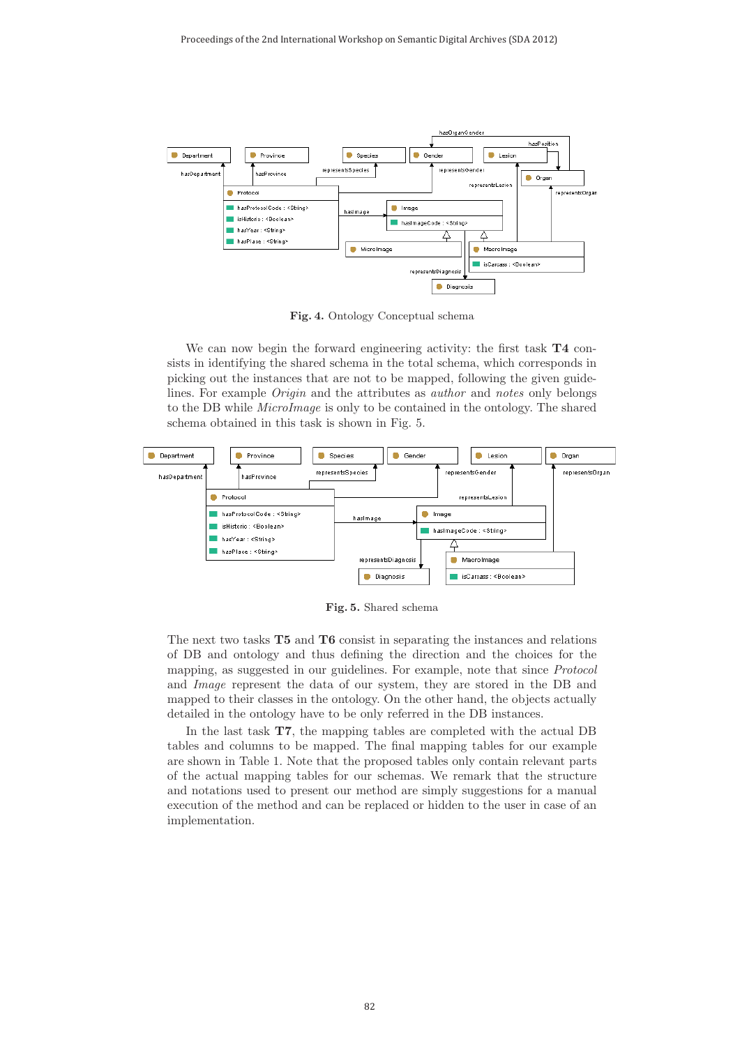**Fig. 4.** Ontology Conceptual schema

We can now begin the forward engineering activity: the first task **T4** consists in identifying the shared schema in the total schema, which corresponds in picking out the instances that are not to be mapped, following the given guidelines. For example *Origin* and the attributes as *author* and *notes* only belongs to the DB while *MicroImage* is only to be contained in the ontology. The shared schema obtained in this task is shown in Fig. 5.

**Fig. 5.** Shared schema

The next two tasks **T5** and **T6** consist in separating the instances and relations of DB and ontology and thus defining the direction and the choices for the mapping, as suggested in our guidelines. For example, note that since *Protocol* and *Image* represent the data of our system, they are stored in the DB and mapped to their classes in the ontology. On the other hand, the objects actually detailed in the ontology have to be only referred in the DB instances.

In the last task **T7**, the mapping tables are completed with the actual DB tables and columns to be mapped. The final mapping tables for our example are shown in Table 1. Note that the proposed tables only contain relevant parts of the actual mapping tables for our schemas. We remark that the structure and notations used to present our method are simply suggestions for a manual execution of the method and can be replaced or hidden to the user in case of an implementation.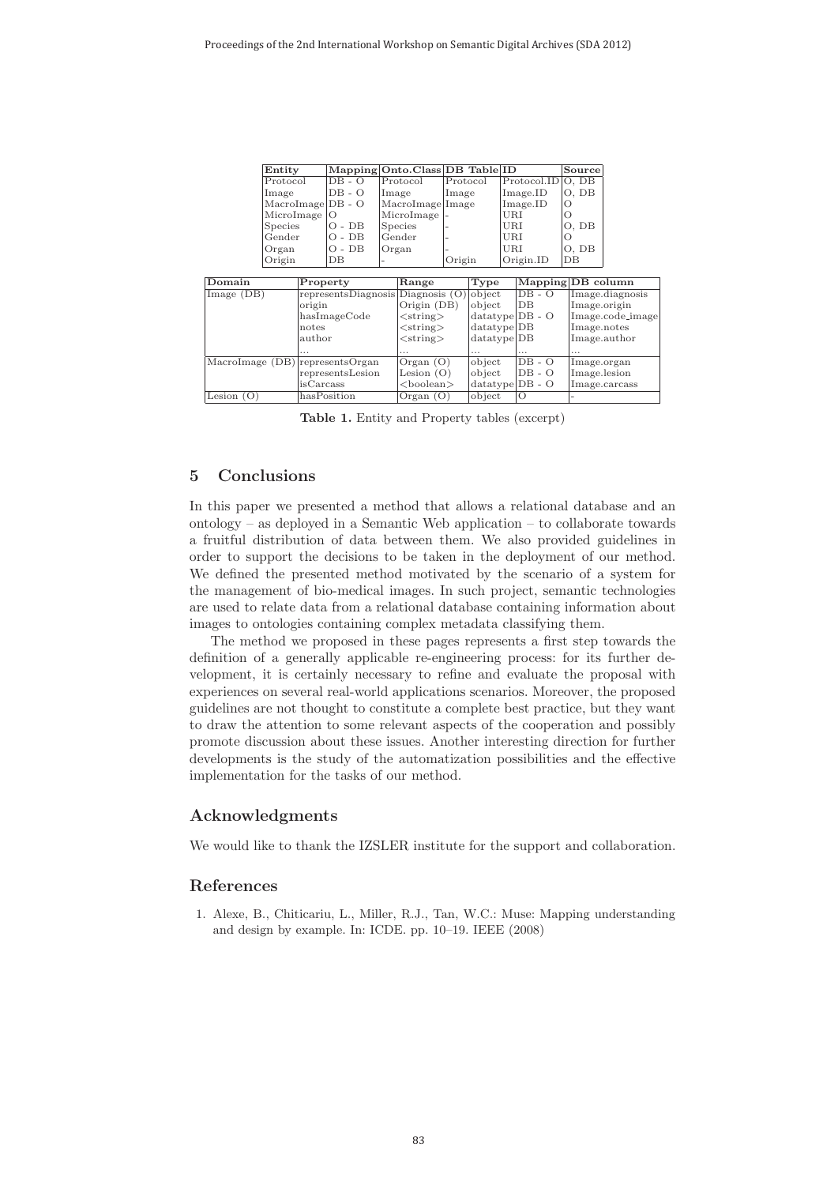| Entity | Mapping | Onto.Class | DB Table | ID | Source |
|---|---|---|---|---|---|
| Protocol | DB - O | Protocol | Protocol | Protocol.ID | O, DB |
| Image | DB - O | Image | Image | Image.ID | O, DB |
| MacroImage | DB - O | MacroImage | Image | Image.ID | O |
| MicroImage | O | MicroImage | - | URI | O |
| Species | O - DB | Species | - | URI | O, DB |
| Gender | O - DB | Gender | - | URI | O |
| Organ | O - DB | Organ | - | URI | O, DB |
| Origin | DB | - | Origin | Origin.ID | DB |

| Domain | Property | Range | Type | Mapping | DB column |
|---|---|---|---|---|---|
| Image (DB) | representsDiagnosis | Diagnosis (O) | object | DB - O | Image.diagnosis |
| | origin | Origin (DB) | object | DB | Image.origin |
| | hasImageCode | <string> | datatype | DB - O | Image.code_image |
| | notes | <string> | datatype | DB | Image.notes |
| | author | <string> | datatype | DB | Image.author |
| | ... | ... | ... | ... | ... |
| MacroImage (DB) | representsOrgan | Organ (O) | object | DB - O | Image.organ |
| | representsLesion | Lesion (O) | object | DB - O | Image.lesion |
| | isCarcass | <boolean> | datatype | DB - O | Image.carcass |
| Lesion (O) | hasPosition | Organ (O) | object | O | - |

**Table 1.** Entity and Property tables (excerpt)

## 5 Conclusions

In this paper we presented a method that allows a relational database and an ontology – as deployed in a Semantic Web application – to collaborate towards a fruitful distribution of data between them. We also provided guidelines in order to support the decisions to be taken in the deployment of our method. We defined the presented method motivated by the scenario of a system for the management of bio-medical images. In such project, semantic technologies are used to relate data from a relational database containing information about images to ontologies containing complex metadata classifying them.

The method we proposed in these pages represents a first step towards the definition of a generally applicable re-engineering process: for its further development, it is certainly necessary to refine and evaluate the proposal with experiences on several real-world applications scenarios. Moreover, the proposed guidelines are not thought to constitute a complete best practice, but they want to draw the attention to some relevant aspects of the cooperation and possibly promote discussion about these issues. Another interesting direction for further developments is the study of the automatization possibilities and the effective implementation for the tasks of our method.

## Acknowledgments

We would like to thank the IZSLER institute for the support and collaboration.

## References

1. Alexe, B., Chiticariu, L., Miller, R.J., Tan, W.C.: Muse: Mapping understanding and design by example. In: ICDE. pp. 10–19. IEEE (2008)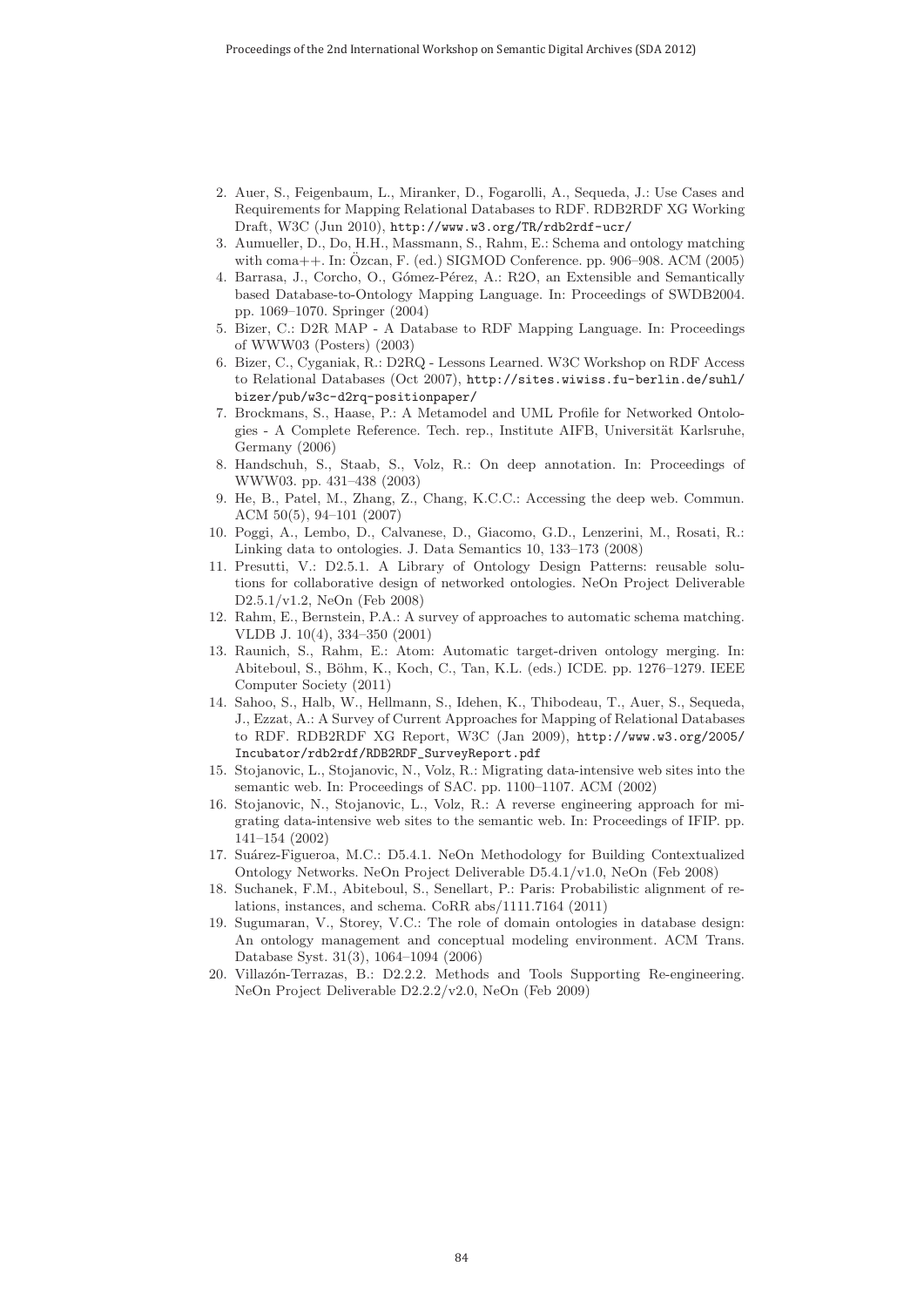2. Auer, S., Feigenbaum, L., Miranker, D., Fogarolli, A., Sequeda, J.: Use Cases and Requirements for Mapping Relational Databases to RDF. RDB2RDF XG Working Draft, W3C (Jun 2010), http://www.w3.org/TR/rdb2rdf-ucr/
3. Aumueller, D., Do, H.H., Massmann, S., Rahm, E.: Schema and ontology matching with coma++. In: Özcan, F. (ed.) SIGMOD Conference. pp. 906–908. ACM (2005)
4. Barrasa, J., Corcho, O., Gómez-Pérez, A.: R2O, an Extensible and Semantically based Database-to-Ontology Mapping Language. In: Proceedings of SWDB2004. pp. 1069–1070. Springer (2004)
5. Bizer, C.: D2R MAP - A Database to RDF Mapping Language. In: Proceedings of WWW03 (Posters) (2003)
6. Bizer, C., Cyganiak, R.: D2RQ - Lessons Learned. W3C Workshop on RDF Access to Relational Databases (Oct 2007), http://sites.wiwiss.fu-berlin.de/suhl/bizer/pub/w3c-d2rq-positionpaper/
7. Brockmans, S., Haase, P.: A Metamodel and UML Profile for Networked Ontologies - A Complete Reference. Tech. rep., Institute AIFB, Universität Karlsruhe, Germany (2006)
8. Handschuh, S., Staab, S., Volz, R.: On deep annotation. In: Proceedings of WWW03. pp. 431–438 (2003)
9. He, B., Patel, M., Zhang, Z., Chang, K.C.C.: Accessing the deep web. Commun. ACM 50(5), 94–101 (2007)
10. Poggi, A., Lembo, D., Calvanese, D., Giacomo, G.D., Lenzerini, M., Rosati, R.: Linking data to ontologies. J. Data Semantics 10, 133–173 (2008)
11. Presutti, V.: D2.5.1. A Library of Ontology Design Patterns: reusable solutions for collaborative design of networked ontologies. NeOn Project Deliverable D2.5.1/v1.2, NeOn (Feb 2008)
12. Rahm, E., Bernstein, P.A.: A survey of approaches to automatic schema matching. VLDB J. 10(4), 334–350 (2001)
13. Raunich, S., Rahm, E.: Atom: Automatic target-driven ontology merging. In: Abiteboul, S., Böhm, K., Koch, C., Tan, K.L. (eds.) ICDE. pp. 1276–1279. IEEE Computer Society (2011)
14. Sahoo, S., Halb, W., Hellmann, S., Idehen, K., Thibodeau, T., Auer, S., Sequeda, J., Ezzat, A.: A Survey of Current Approaches for Mapping of Relational Databases to RDF. RDB2RDF XG Report, W3C (Jan 2009), http://www.w3.org/2005/Incubator/rdb2rdf/RDB2RDF_SurveyReport.pdf
15. Stojanovic, L., Stojanovic, N., Volz, R.: Migrating data-intensive web sites into the semantic web. In: Proceedings of SAC. pp. 1100–1107. ACM (2002)
16. Stojanovic, N., Stojanovic, L., Volz, R.: A reverse engineering approach for migrating data-intensive web sites to the semantic web. In: Proceedings of IFIP. pp. 141–154 (2002)
17. Suárez-Figueroa, M.C.: D5.4.1. NeOn Methodology for Building Contextualized Ontology Networks. NeOn Project Deliverable D5.4.1/v1.0, NeOn (Feb 2008)
18. Suchanek, F.M., Abiteboul, S., Senellart, P.: Paris: Probabilistic alignment of relations, instances, and schema. CoRR abs/1111.7164 (2011)
19. Sugumaran, V., Storey, V.C.: The role of domain ontologies in database design: An ontology management and conceptual modeling environment. ACM Trans. Database Syst. 31(3), 1064–1094 (2006)
20. Villazón-Terrazas, B.: D2.2.2. Methods and Tools Supporting Re-engineering. NeOn Project Deliverable D2.2.2/v2.0, NeOn (Feb 2009)